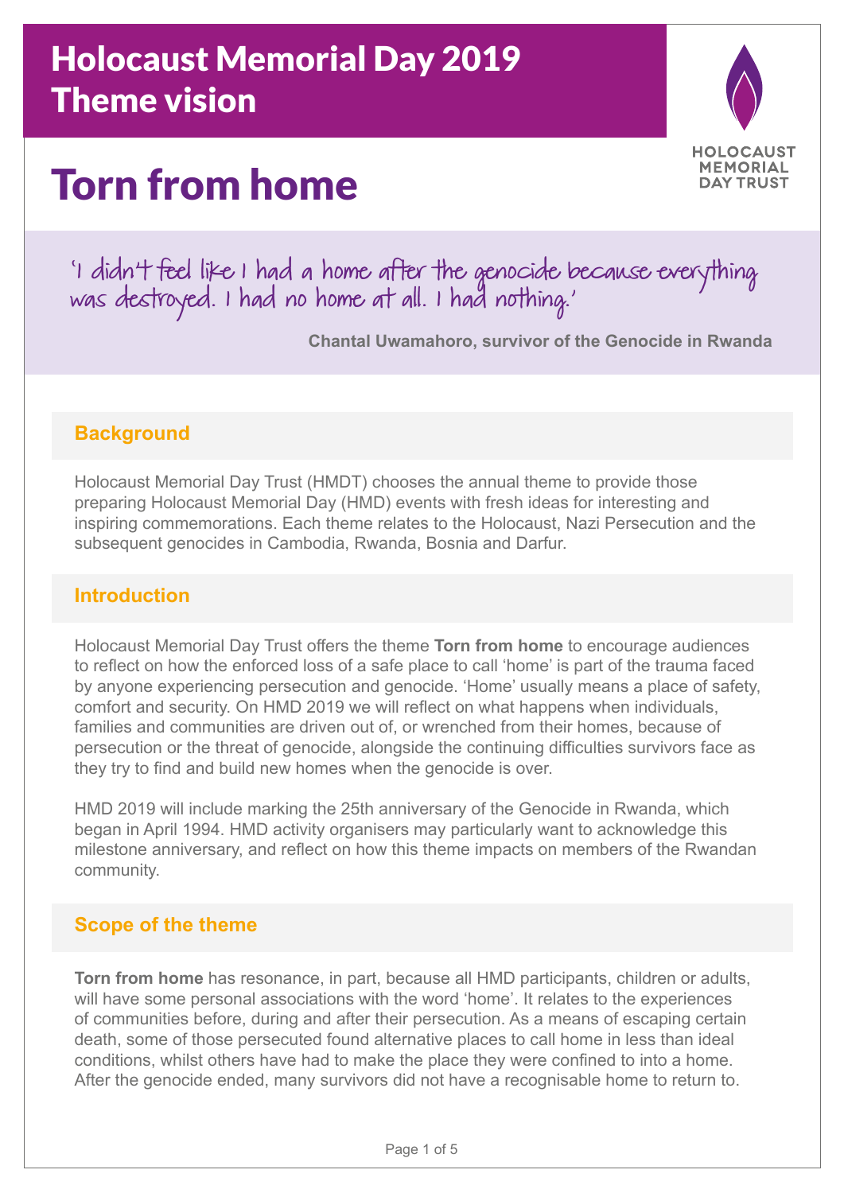# Holocaust Memorial Day 2019 Theme vision

HOLOCAUST MEMORIAL DAY TRUST

# Torn from home

'I didn't feel like I had a home after the genocide because everything was destroyed. I had no home at all. I had nothing.'

**Chantal Uwamahoro, survivor of the Genocide in Rwanda**

## Background

Holocaust Memorial Day Trust (HMDT) chooses the annual theme to provide those preparing Holocaust Memorial Day (HMD) events with fresh ideas for interesting and inspiring commemorations. Each theme relates to the Holocaust, Nazi Persecution and the subsequent genocides in Cambodia, Rwanda, Bosnia and Darfur.

## Introduction

Holocaust Memorial Day Trust offers the theme **Torn from home** to encourage audiences to reflect on how the enforced loss of a safe place to call 'home' is part of the trauma faced by anyone experiencing persecution and genocide. 'Home' usually means a place of safety, comfort and security. On HMD 2019 we will reflect on what happens when individuals, families and communities are driven out of, or wrenched from their homes, because of persecution or the threat of genocide, alongside the continuing difficulties survivors face as they try to find and build new homes when the genocide is over.

HMD 2019 will include marking the 25th anniversary of the Genocide in Rwanda, which began in April 1994. HMD activity organisers may particularly want to acknowledge this milestone anniversary, and reflect on how this theme impacts on members of the Rwandan community.

## Scope of the theme

**Torn from home** has resonance, in part, because all HMD participants, children or adults, will have some personal associations with the word 'home'. It relates to the experiences of communities before, during and after their persecution. As a means of escaping certain death, some of those persecuted found alternative places to call home in less than ideal conditions, whilst others have had to make the place they were confined to into a home. After the genocide ended, many survivors did not have a recognisable home to return to.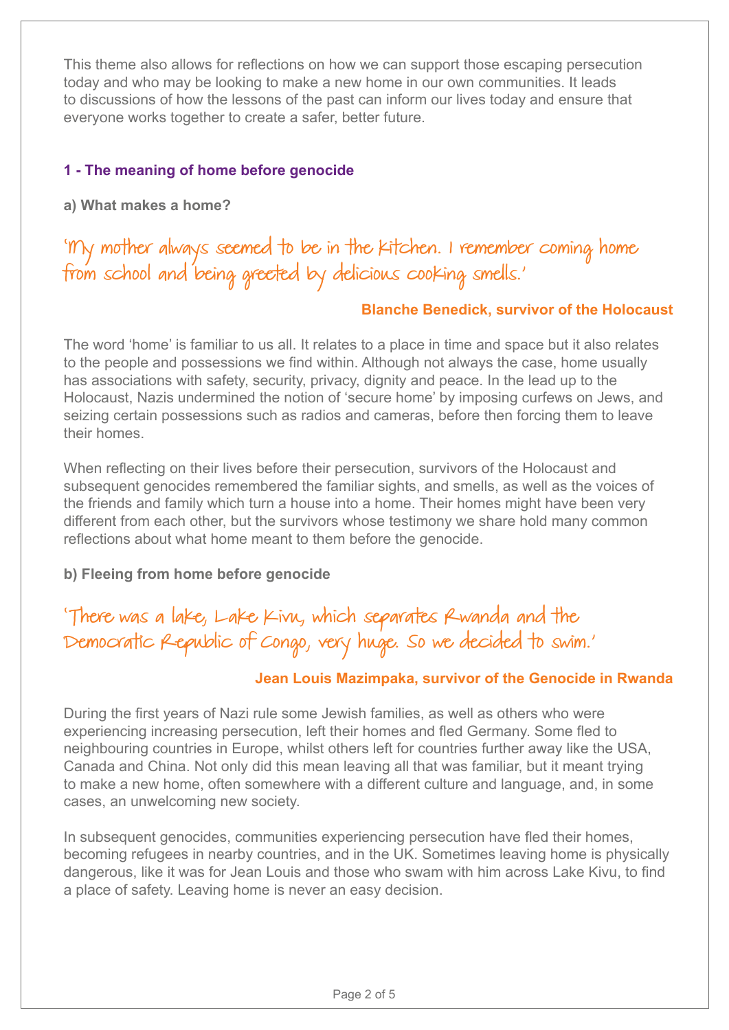This theme also allows for reflections on how we can support those escaping persecution today and who may be looking to make a new home in our own communities. It leads to discussions of how the lessons of the past can inform our lives today and ensure that everyone works together to create a safer, better future.

## 1 - The meaning of home before genocide

### a) What makes a home?

*'My mother always seemed to be in the kitchen. I remember coming home from school and being greeted by delicious cooking smells.'*

**Blanche Benedick, survivor of the Holocaust**

The word 'home' is familiar to us all. It relates to a place in time and space but it also relates to the people and possessions we find within. Although not always the case, home usually has associations with safety, security, privacy, dignity and peace. In the lead up to the Holocaust, Nazis undermined the notion of 'secure home' by imposing curfews on Jews, and seizing certain possessions such as radios and cameras, before then forcing them to leave their homes.

When reflecting on their lives before their persecution, survivors of the Holocaust and subsequent genocides remembered the familiar sights, and smells, as well as the voices of the friends and family which turn a house into a home. Their homes might have been very different from each other, but the survivors whose testimony we share hold many common reflections about what home meant to them before the genocide.

### b) Fleeing from home before genocide

*'There was a lake, Lake Kivu, which separates Rwanda and the Democratic Republic of Congo, very huge. So we decided to swim.'*

**Jean Louis Mazimpaka, survivor of the Genocide in Rwanda**

During the first years of Nazi rule some Jewish families, as well as others who were experiencing increasing persecution, left their homes and fled Germany. Some fled to neighbouring countries in Europe, whilst others left for countries further away like the USA, Canada and China. Not only did this mean leaving all that was familiar, but it meant trying to make a new home, often somewhere with a different culture and language, and, in some cases, an unwelcoming new society.

In subsequent genocides, communities experiencing persecution have fled their homes, becoming refugees in nearby countries, and in the UK. Sometimes leaving home is physically dangerous, like it was for Jean Louis and those who swam with him across Lake Kivu, to find a place of safety. Leaving home is never an easy decision.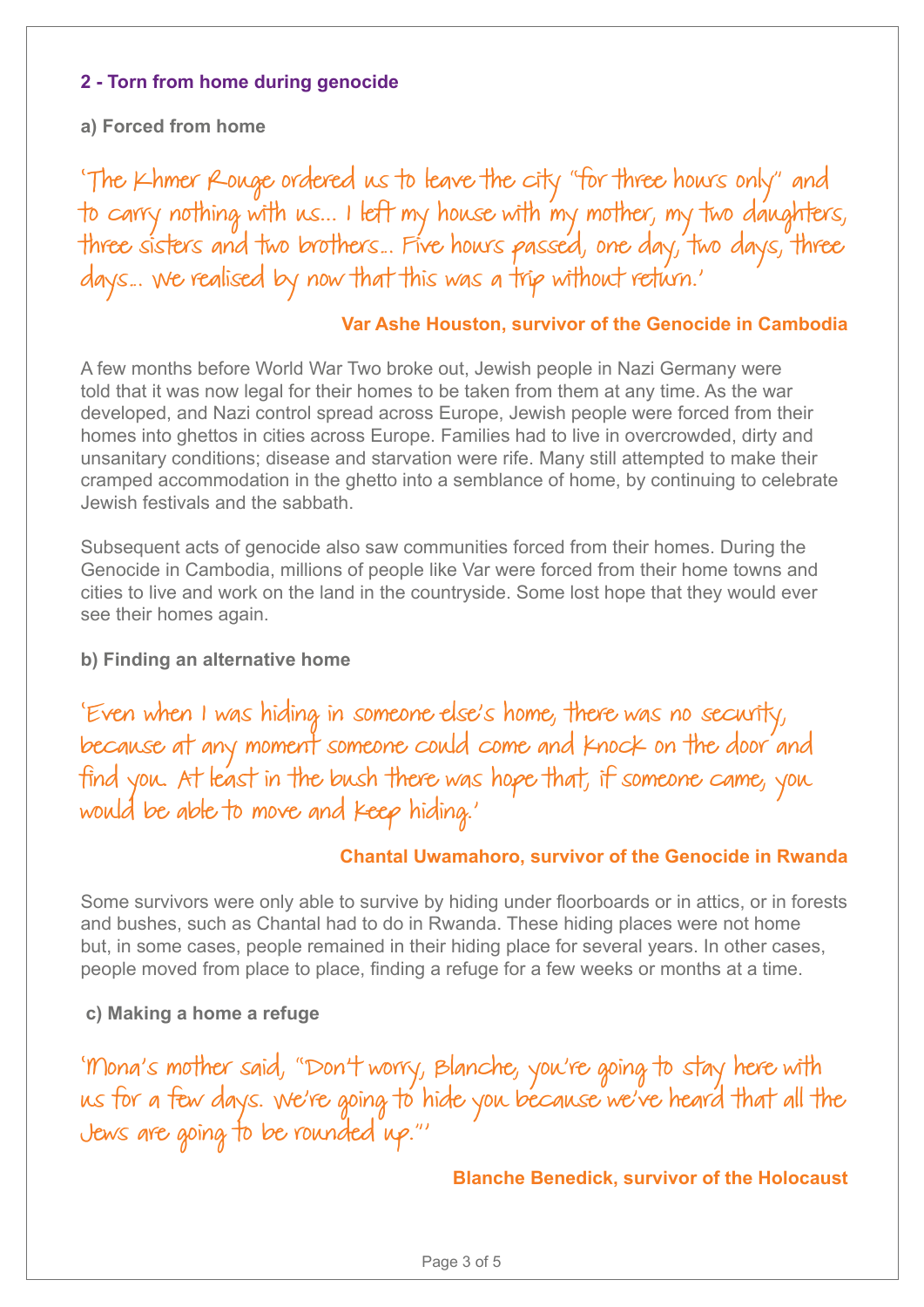## 2 - Torn from home during genocide

### a) Forced from home

'The Khmer Rouge ordered us to leave the city "for three hours only" and to carry nothing with us... I left my house with my mother, my two daughters, three sisters and two brothers... Five hours passed, one day, two days, three days... We realised by now that this was a trip without return.'

**Var Ashe Houston, survivor of the Genocide in Cambodia**

A few months before World War Two broke out, Jewish people in Nazi Germany were told that it was now legal for their homes to be taken from them at any time. As the war developed, and Nazi control spread across Europe, Jewish people were forced from their homes into ghettos in cities across Europe. Families had to live in overcrowded, dirty and unsanitary conditions; disease and starvation were rife. Many still attempted to make their cramped accommodation in the ghetto into a semblance of home, by continuing to celebrate Jewish festivals and the sabbath.

Subsequent acts of genocide also saw communities forced from their homes. During the Genocide in Cambodia, millions of people like Var were forced from their home towns and cities to live and work on the land in the countryside. Some lost hope that they would ever see their homes again.

### b) Finding an alternative home

'Even when I was hiding in someone else's home, there was no security, because at any moment someone could come and knock on the door and find you. At least in the bush there was hope that, if someone came, you would be able to move and keep hiding.'

**Chantal Uwamahoro, survivor of the Genocide in Rwanda**

Some survivors were only able to survive by hiding under floorboards or in attics, or in forests and bushes, such as Chantal had to do in Rwanda. These hiding places were not home but, in some cases, people remained in their hiding place for several years. In other cases, people moved from place to place, finding a refuge for a few weeks or months at a time.

### c) Making a home a refuge

'Mona's mother said, "Don't worry, Blanche, you're going to stay here with us for a few days. We're going to hide you because we've heard that all the Jews are going to be rounded up."'

**Blanche Benedick, survivor of the Holocaust**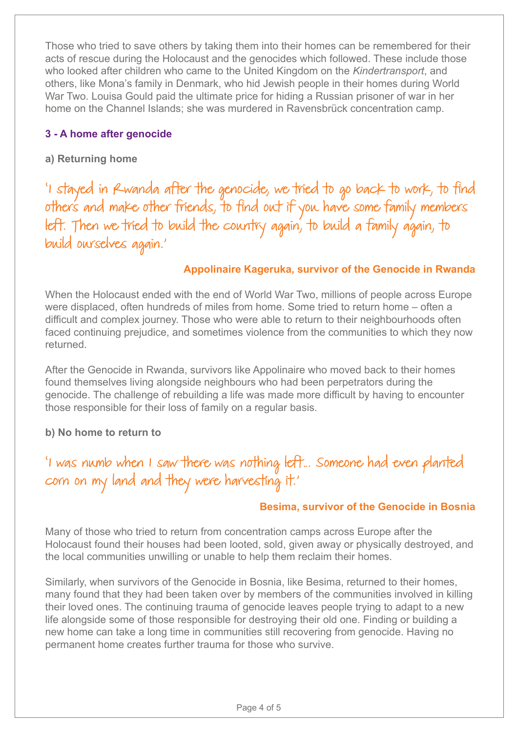Those who tried to save others by taking them into their homes can be remembered for their acts of rescue during the Holocaust and the genocides which followed. These include those who looked after children who came to the United Kingdom on the *Kindertransport*, and others, like Mona's family in Denmark, who hid Jewish people in their homes during World War Two. Louisa Gould paid the ultimate price for hiding a Russian prisoner of war in her home on the Channel Islands; she was murdered in Ravensbrück concentration camp.

### 3 - A home after genocide

#### a) Returning home

'I stayed in Rwanda after the genocide, we tried to go back to work, to find others and make other friends, to find out if you have some family members left. Then we tried to build the country again, to build a family again, to build ourselves again.'

**Appolinaire Kageruka, survivor of the Genocide in Rwanda**

When the Holocaust ended with the end of World War Two, millions of people across Europe were displaced, often hundreds of miles from home. Some tried to return home – often a difficult and complex journey. Those who were able to return to their neighbourhoods often faced continuing prejudice, and sometimes violence from the communities to which they now returned.

After the Genocide in Rwanda, survivors like Appolinaire who moved back to their homes found themselves living alongside neighbours who had been perpetrators during the genocide. The challenge of rebuilding a life was made more difficult by having to encounter those responsible for their loss of family on a regular basis.

#### b) No home to return to

'I was numb when I saw there was nothing left... Someone had even planted corn on my land and they were harvesting it.'

**Besima, survivor of the Genocide in Bosnia**

Many of those who tried to return from concentration camps across Europe after the Holocaust found their houses had been looted, sold, given away or physically destroyed, and the local communities unwilling or unable to help them reclaim their homes.

Similarly, when survivors of the Genocide in Bosnia, like Besima, returned to their homes, many found that they had been taken over by members of the communities involved in killing their loved ones. The continuing trauma of genocide leaves people trying to adapt to a new life alongside some of those responsible for destroying their old one. Finding or building a new home can take a long time in communities still recovering from genocide. Having no permanent home creates further trauma for those who survive.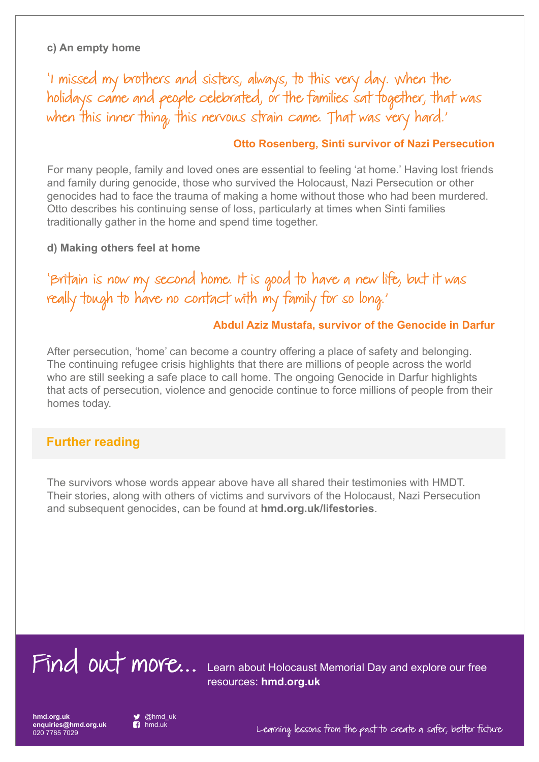**c) An empty home**

'I missed my brothers and sisters, always, to this very day. When the holidays came and people celebrated, or the families sat together, that was when this inner thing, this nervous strain came. That was very hard.'

**Otto Rosenberg, Sinti survivor of Nazi Persecution**

For many people, family and loved ones are essential to feeling 'at home.' Having lost friends and family during genocide, those who survived the Holocaust, Nazi Persecution or other genocides had to face the trauma of making a home without those who had been murdered. Otto describes his continuing sense of loss, particularly at times when Sinti families traditionally gather in the home and spend time together.

**d) Making others feel at home**

'Britain is now my second home. It is good to have a new life, but it was really tough to have no contact with my family for so long.'

**Abdul Aziz Mustafa, survivor of the Genocide in Darfur**

After persecution, 'home' can become a country offering a place of safety and belonging. The continuing refugee crisis highlights that there are millions of people across the world who are still seeking a safe place to call home. The ongoing Genocide in Darfur highlights that acts of persecution, violence and genocide continue to force millions of people from their homes today.

## Further reading

The survivors whose words appear above have all shared their testimonies with HMDT. Their stories, along with others of victims and survivors of the Holocaust, Nazi Persecution and subsequent genocides, can be found at **hmd.org.uk/lifestories**.

# Find out more...

Learn about Holocaust Memorial Day and explore our free resources: **hmd.org.uk**

**hmd.org.uk**
**enquiries@hmd.org.uk**
020 7785 7029

@hmd_uk
hmd.uk

Learning lessons from the past to create a safer, better future